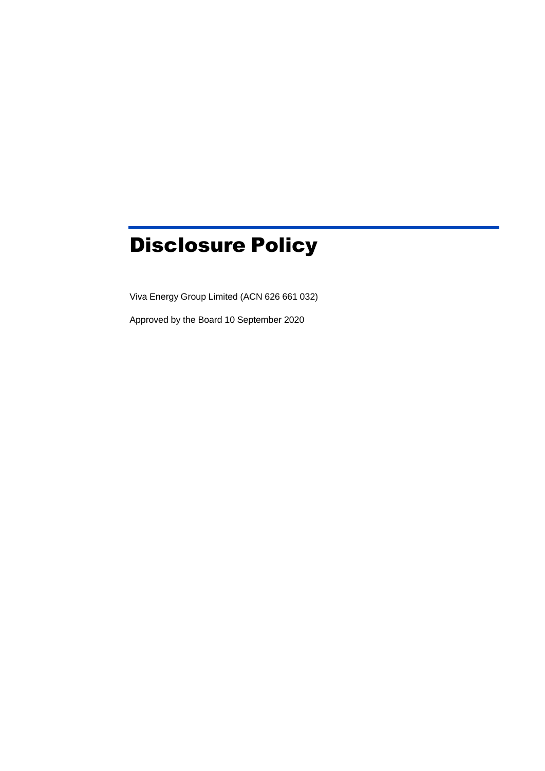# Disclosure Policy

Viva Energy Group Limited (ACN 626 661 032)

Approved by the Board 10 September 2020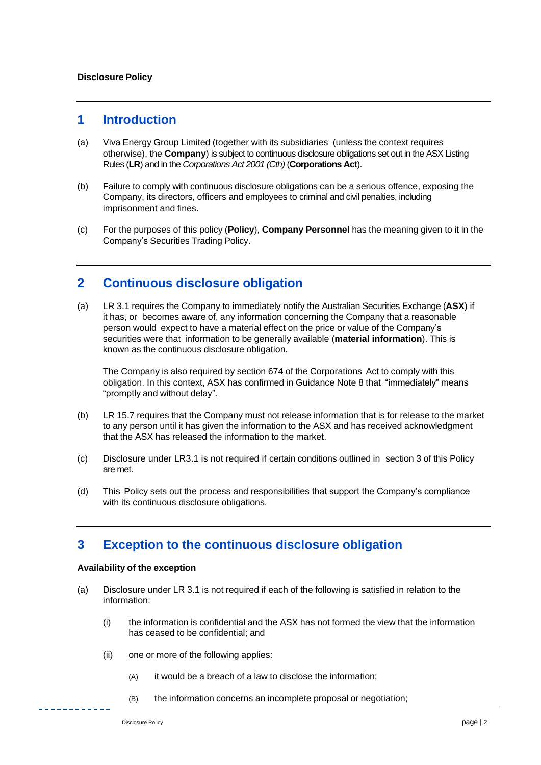## 1 Introduction

(a) Viva Energy Group Limited (together with its subsidiaries (unless the context requires otherwise), the **Company**) is subject to continuous disclosure obligations set out in the ASX Listing Rules (**LR**) and in the *Corporations Act 2001 (Cth)* (**Corporations Act**).

(b) Failure to comply with continuous disclosure obligations can be a serious offence, exposing the Company, its directors, officers and employees to criminal and civil penalties, including imprisonment and fines.

(c) For the purposes of this policy (**Policy**), **Company Personnel** has the meaning given to it in the Company's Securities Trading Policy.

## 2 Continuous disclosure obligation

(a) LR 3.1 requires the Company to immediately notify the Australian Securities Exchange (**ASX**) if it has, or becomes aware of, any information concerning the Company that a reasonable person would expect to have a material effect on the price or value of the Company's securities were that information to be generally available (**material information**). This is known as the continuous disclosure obligation.

The Company is also required by section 674 of the Corporations Act to comply with this obligation. In this context, ASX has confirmed in Guidance Note 8 that "immediately" means "promptly and without delay".

(b) LR 15.7 requires that the Company must not release information that is for release to the market to any person until it has given the information to the ASX and has received acknowledgment that the ASX has released the information to the market.

(c) Disclosure under LR3.1 is not required if certain conditions outlined in section 3 of this Policy are met.

(d) This Policy sets out the process and responsibilities that support the Company's compliance with its continuous disclosure obligations.

## 3 Exception to the continuous disclosure obligation

**Availability of the exception**

(a) Disclosure under LR 3.1 is not required if each of the following is satisfied in relation to the information:

(i) the information is confidential and the ASX has not formed the view that the information has ceased to be confidential; and

(ii) one or more of the following applies:

(A) it would be a breach of a law to disclose the information;

(B) the information concerns an incomplete proposal or negotiation;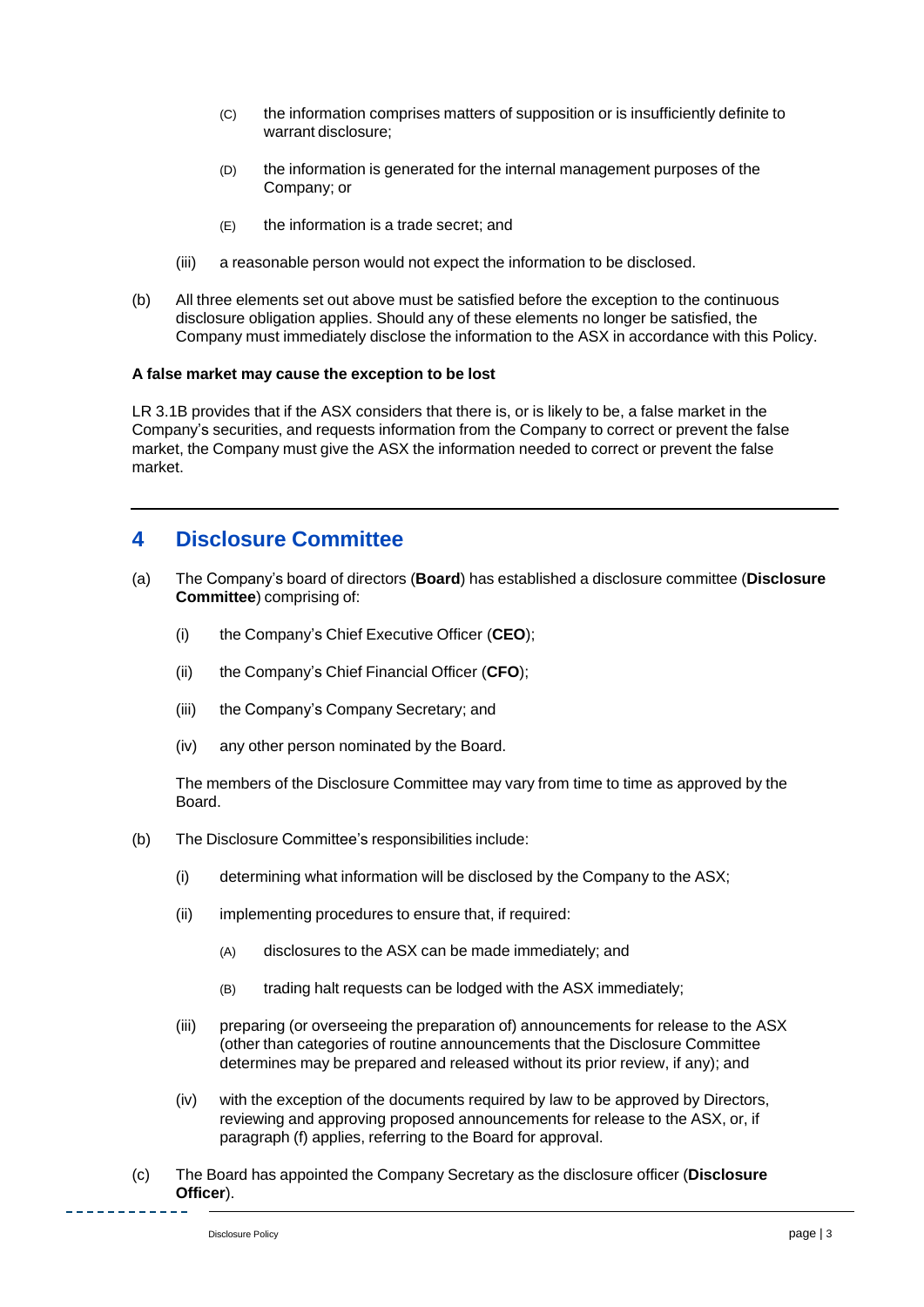(C) the information comprises matters of supposition or is insufficiently definite to warrant disclosure;

(D) the information is generated for the internal management purposes of the Company; or

(E) the information is a trade secret; and

(iii) a reasonable person would not expect the information to be disclosed.

(b) All three elements set out above must be satisfied before the exception to the continuous disclosure obligation applies. Should any of these elements no longer be satisfied, the Company must immediately disclose the information to the ASX in accordance with this Policy.

**A false market may cause the exception to be lost**

LR 3.1B provides that if the ASX considers that there is, or is likely to be, a false market in the Company's securities, and requests information from the Company to correct or prevent the false market, the Company must give the ASX the information needed to correct or prevent the false market.

## 4 Disclosure Committee

(a) The Company's board of directors (**Board**) has established a disclosure committee (**Disclosure Committee**) comprising of:

(i) the Company's Chief Executive Officer (**CEO**);

(ii) the Company's Chief Financial Officer (**CFO**);

(iii) the Company's Company Secretary; and

(iv) any other person nominated by the Board.

The members of the Disclosure Committee may vary from time to time as approved by the Board.

(b) The Disclosure Committee's responsibilities include:

(i) determining what information will be disclosed by the Company to the ASX;

(ii) implementing procedures to ensure that, if required:

(A) disclosures to the ASX can be made immediately; and

(B) trading halt requests can be lodged with the ASX immediately;

(iii) preparing (or overseeing the preparation of) announcements for release to the ASX (other than categories of routine announcements that the Disclosure Committee determines may be prepared and released without its prior review, if any); and

(iv) with the exception of the documents required by law to be approved by Directors, reviewing and approving proposed announcements for release to the ASX, or, if paragraph (f) applies, referring to the Board for approval.

(c) The Board has appointed the Company Secretary as the disclosure officer (**Disclosure Officer**).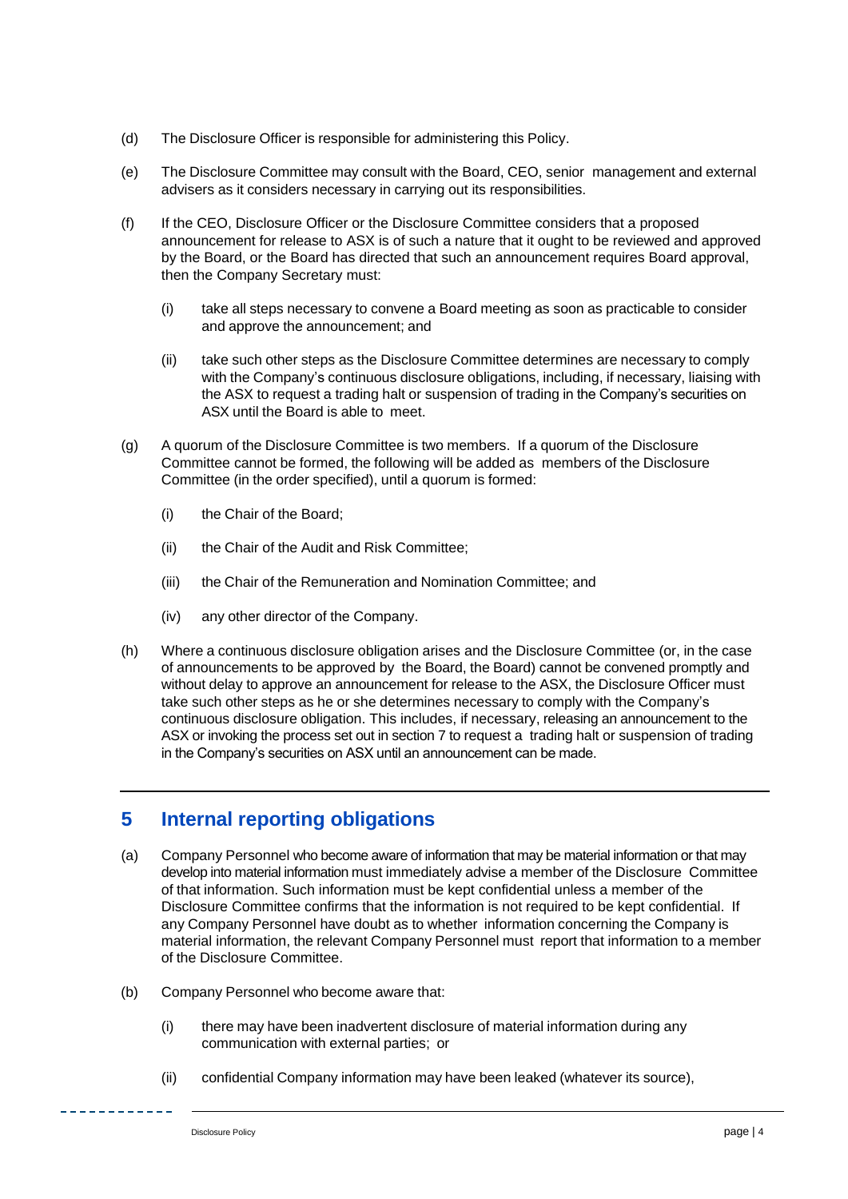(d) The Disclosure Officer is responsible for administering this Policy.

(e) The Disclosure Committee may consult with the Board, CEO, senior management and external advisers as it considers necessary in carrying out its responsibilities.

(f) If the CEO, Disclosure Officer or the Disclosure Committee considers that a proposed announcement for release to ASX is of such a nature that it ought to be reviewed and approved by the Board, or the Board has directed that such an announcement requires Board approval, then the Company Secretary must:

   (i) take all steps necessary to convene a Board meeting as soon as practicable to consider and approve the announcement; and

   (ii) take such other steps as the Disclosure Committee determines are necessary to comply with the Company's continuous disclosure obligations, including, if necessary, liaising with the ASX to request a trading halt or suspension of trading in the Company's securities on ASX until the Board is able to meet.

(g) A quorum of the Disclosure Committee is two members. If a quorum of the Disclosure Committee cannot be formed, the following will be added as members of the Disclosure Committee (in the order specified), until a quorum is formed:

   (i) the Chair of the Board;

   (ii) the Chair of the Audit and Risk Committee;

   (iii) the Chair of the Remuneration and Nomination Committee; and

   (iv) any other director of the Company.

(h) Where a continuous disclosure obligation arises and the Disclosure Committee (or, in the case of announcements to be approved by the Board, the Board) cannot be convened promptly and without delay to approve an announcement for release to the ASX, the Disclosure Officer must take such other steps as he or she determines necessary to comply with the Company's continuous disclosure obligation. This includes, if necessary, releasing an announcement to the ASX or invoking the process set out in section 7 to request a trading halt or suspension of trading in the Company's securities on ASX until an announcement can be made.

## 5 Internal reporting obligations

(a) Company Personnel who become aware of information that may be material information or that may develop into material information must immediately advise a member of the Disclosure Committee of that information. Such information must be kept confidential unless a member of the Disclosure Committee confirms that the information is not required to be kept confidential. If any Company Personnel have doubt as to whether information concerning the Company is material information, the relevant Company Personnel must report that information to a member of the Disclosure Committee.

(b) Company Personnel who become aware that:

   (i) there may have been inadvertent disclosure of material information during any communication with external parties; or

   (ii) confidential Company information may have been leaked (whatever its source),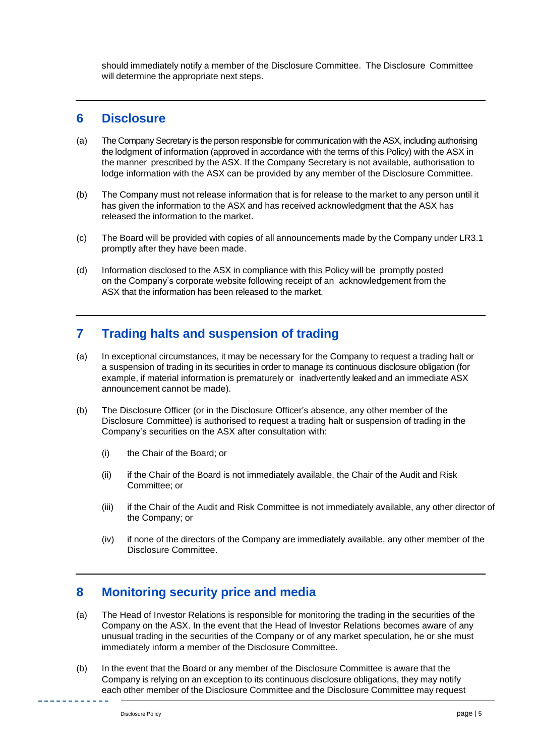should immediately notify a member of the Disclosure Committee. The Disclosure Committee will determine the appropriate next steps.

## 6 Disclosure

(a) The Company Secretary is the person responsible for communication with the ASX, including authorising the lodgment of information (approved in accordance with the terms of this Policy) with the ASX in the manner prescribed by the ASX. If the Company Secretary is not available, authorisation to lodge information with the ASX can be provided by any member of the Disclosure Committee.

(b) The Company must not release information that is for release to the market to any person until it has given the information to the ASX and has received acknowledgment that the ASX has released the information to the market.

(c) The Board will be provided with copies of all announcements made by the Company under LR3.1 promptly after they have been made.

(d) Information disclosed to the ASX in compliance with this Policy will be promptly posted on the Company's corporate website following receipt of an acknowledgement from the ASX that the information has been released to the market.

## 7 Trading halts and suspension of trading

(a) In exceptional circumstances, it may be necessary for the Company to request a trading halt or a suspension of trading in its securities in order to manage its continuous disclosure obligation (for example, if material information is prematurely or inadvertently leaked and an immediate ASX announcement cannot be made).

(b) The Disclosure Officer (or in the Disclosure Officer's absence, any other member of the Disclosure Committee) is authorised to request a trading halt or suspension of trading in the Company's securities on the ASX after consultation with:

   (i) the Chair of the Board; or

   (ii) if the Chair of the Board is not immediately available, the Chair of the Audit and Risk Committee; or

   (iii) if the Chair of the Audit and Risk Committee is not immediately available, any other director of the Company; or

   (iv) if none of the directors of the Company are immediately available, any other member of the Disclosure Committee.

## 8 Monitoring security price and media

(a) The Head of Investor Relations is responsible for monitoring the trading in the securities of the Company on the ASX. In the event that the Head of Investor Relations becomes aware of any unusual trading in the securities of the Company or of any market speculation, he or she must immediately inform a member of the Disclosure Committee.

(b) In the event that the Board or any member of the Disclosure Committee is aware that the Company is relying on an exception to its continuous disclosure obligations, they may notify each other member of the Disclosure Committee and the Disclosure Committee may request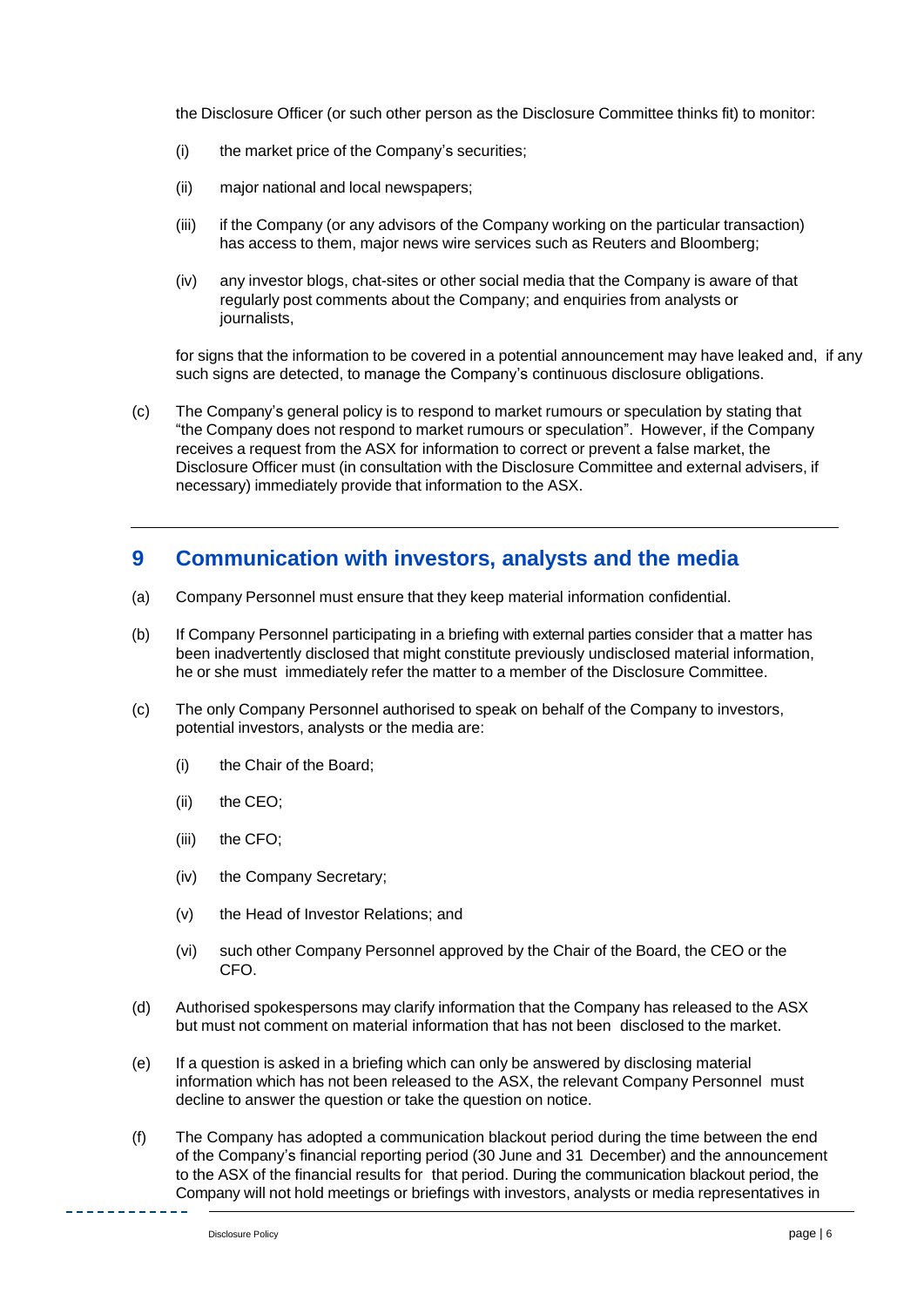the Disclosure Officer (or such other person as the Disclosure Committee thinks fit) to monitor:

(i) the market price of the Company's securities;

(ii) major national and local newspapers;

(iii) if the Company (or any advisors of the Company working on the particular transaction) has access to them, major news wire services such as Reuters and Bloomberg;

(iv) any investor blogs, chat-sites or other social media that the Company is aware of that regularly post comments about the Company; and enquiries from analysts or journalists,

for signs that the information to be covered in a potential announcement may have leaked and, if any such signs are detected, to manage the Company's continuous disclosure obligations.

(c) The Company's general policy is to respond to market rumours or speculation by stating that "the Company does not respond to market rumours or speculation". However, if the Company receives a request from the ASX for information to correct or prevent a false market, the Disclosure Officer must (in consultation with the Disclosure Committee and external advisers, if necessary) immediately provide that information to the ASX.

## 9 Communication with investors, analysts and the media

(a) Company Personnel must ensure that they keep material information confidential.

(b) If Company Personnel participating in a briefing with external parties consider that a matter has been inadvertently disclosed that might constitute previously undisclosed material information, he or she must immediately refer the matter to a member of the Disclosure Committee.

(c) The only Company Personnel authorised to speak on behalf of the Company to investors, potential investors, analysts or the media are:

(i) the Chair of the Board;

(ii) the CEO;

(iii) the CFO;

(iv) the Company Secretary;

(v) the Head of Investor Relations; and

(vi) such other Company Personnel approved by the Chair of the Board, the CEO or the CFO.

(d) Authorised spokespersons may clarify information that the Company has released to the ASX but must not comment on material information that has not been disclosed to the market.

(e) If a question is asked in a briefing which can only be answered by disclosing material information which has not been released to the ASX, the relevant Company Personnel must decline to answer the question or take the question on notice.

(f) The Company has adopted a communication blackout period during the time between the end of the Company's financial reporting period (30 June and 31 December) and the announcement to the ASX of the financial results for that period. During the communication blackout period, the Company will not hold meetings or briefings with investors, analysts or media representatives in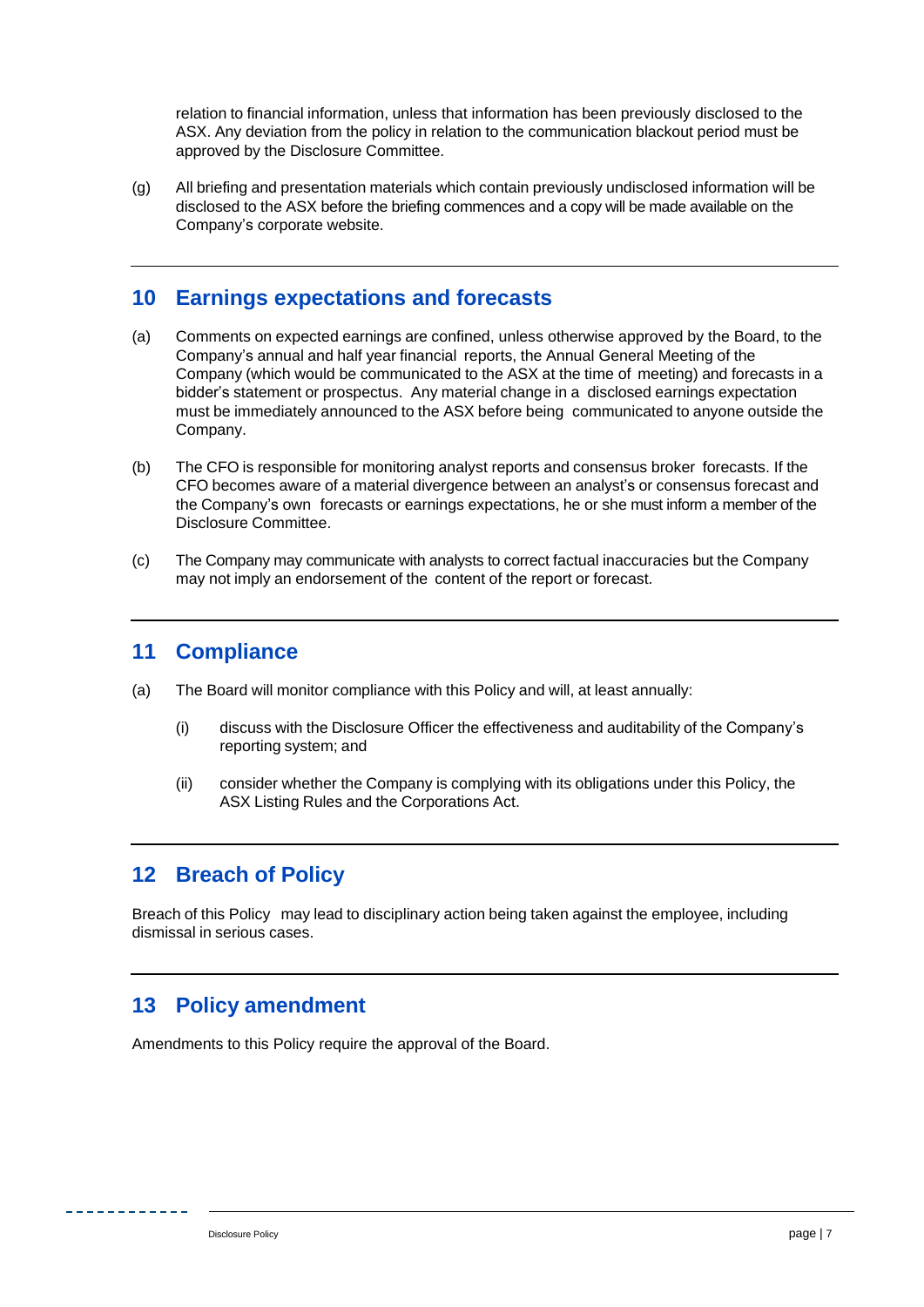relation to financial information, unless that information has been previously disclosed to the ASX. Any deviation from the policy in relation to the communication blackout period must be approved by the Disclosure Committee.

(g) All briefing and presentation materials which contain previously undisclosed information will be disclosed to the ASX before the briefing commences and a copy will be made available on the Company's corporate website.

## 10 Earnings expectations and forecasts

(a) Comments on expected earnings are confined, unless otherwise approved by the Board, to the Company's annual and half year financial reports, the Annual General Meeting of the Company (which would be communicated to the ASX at the time of meeting) and forecasts in a bidder's statement or prospectus. Any material change in a disclosed earnings expectation must be immediately announced to the ASX before being communicated to anyone outside the Company.

(b) The CFO is responsible for monitoring analyst reports and consensus broker forecasts. If the CFO becomes aware of a material divergence between an analyst's or consensus forecast and the Company's own forecasts or earnings expectations, he or she must inform a member of the Disclosure Committee.

(c) The Company may communicate with analysts to correct factual inaccuracies but the Company may not imply an endorsement of the content of the report or forecast.

## 11 Compliance

(a) The Board will monitor compliance with this Policy and will, at least annually:

   (i) discuss with the Disclosure Officer the effectiveness and auditability of the Company's reporting system; and

   (ii) consider whether the Company is complying with its obligations under this Policy, the ASX Listing Rules and the Corporations Act.

## 12 Breach of Policy

Breach of this Policy may lead to disciplinary action being taken against the employee, including dismissal in serious cases.

## 13 Policy amendment

Amendments to this Policy require the approval of the Board.